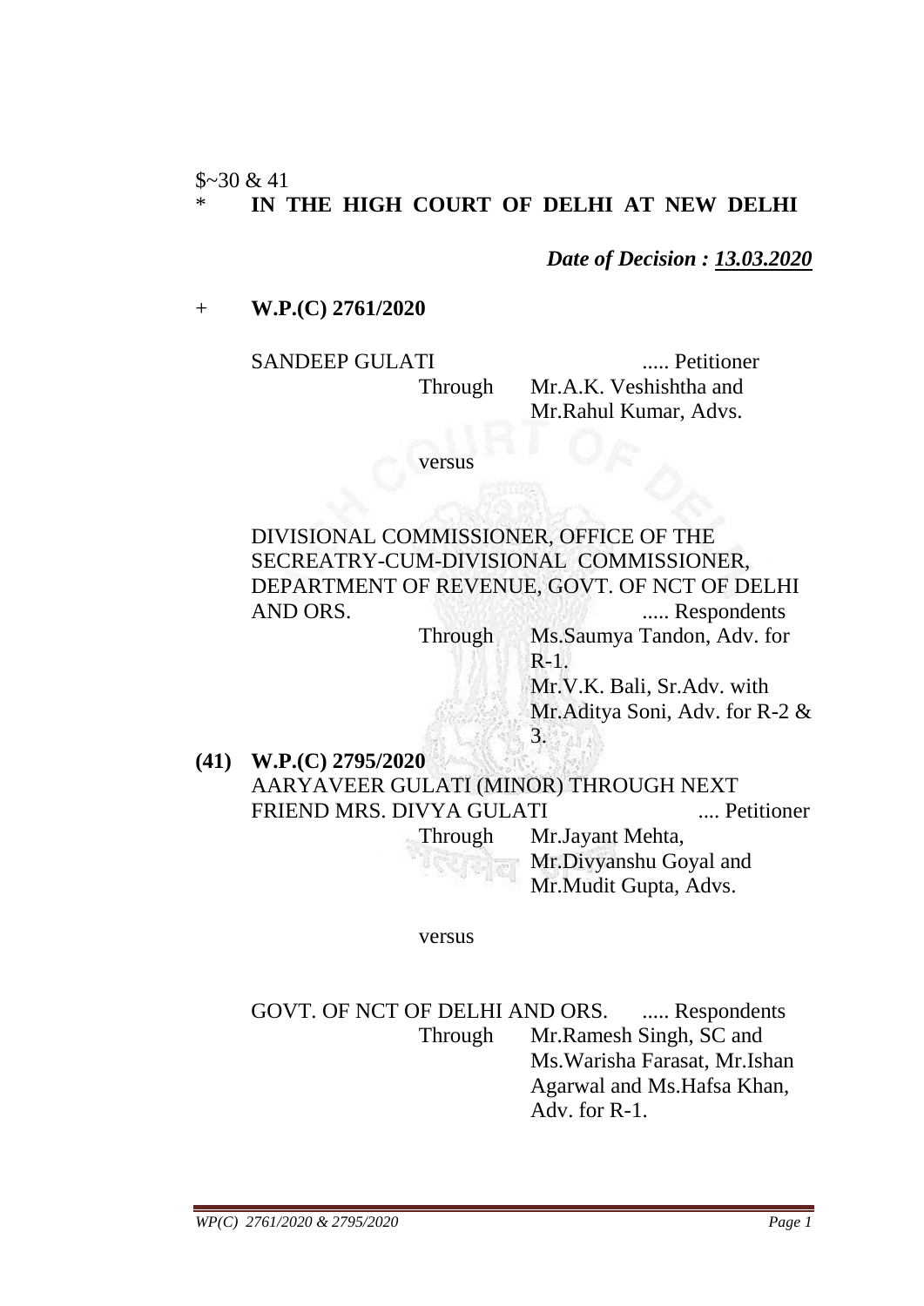$~30 & 41

\* **IN THE HIGH COURT OF DELHI AT NEW DELHI**

***Date of Decision : 13.03.2020***

\+ **W.P.(C) 2761/2020**

SANDEEP GULATI ..... Petitioner

Through Mr.A.K. Veshishtha and Mr.Rahul Kumar, Advs.

versus

DIVISIONAL COMMISSIONER, OFFICE OF THE SECREATRY-CUM-DIVISIONAL COMMISSIONER, DEPARTMENT OF REVENUE, GOVT. OF NCT OF DELHI AND ORS. ..... Respondents

Through Ms.Saumya Tandon, Adv. for R-1.
Mr.V.K. Bali, Sr.Adv. with Mr.Aditya Soni, Adv. for R-2 & 3.

**(41) W.P.(C) 2795/2020**

AARYAVEER GULATI (MINOR) THROUGH NEXT FRIEND MRS. DIVYA GULATI .... Petitioner

Through Mr.Jayant Mehta, Mr.Divyanshu Goyal and Mr.Mudit Gupta, Advs.

versus

GOVT. OF NCT OF DELHI AND ORS. ..... Respondents

Through Mr.Ramesh Singh, SC and Ms.Warisha Farasat, Mr.Ishan Agarwal and Ms.Hafsa Khan, Adv. for R-1.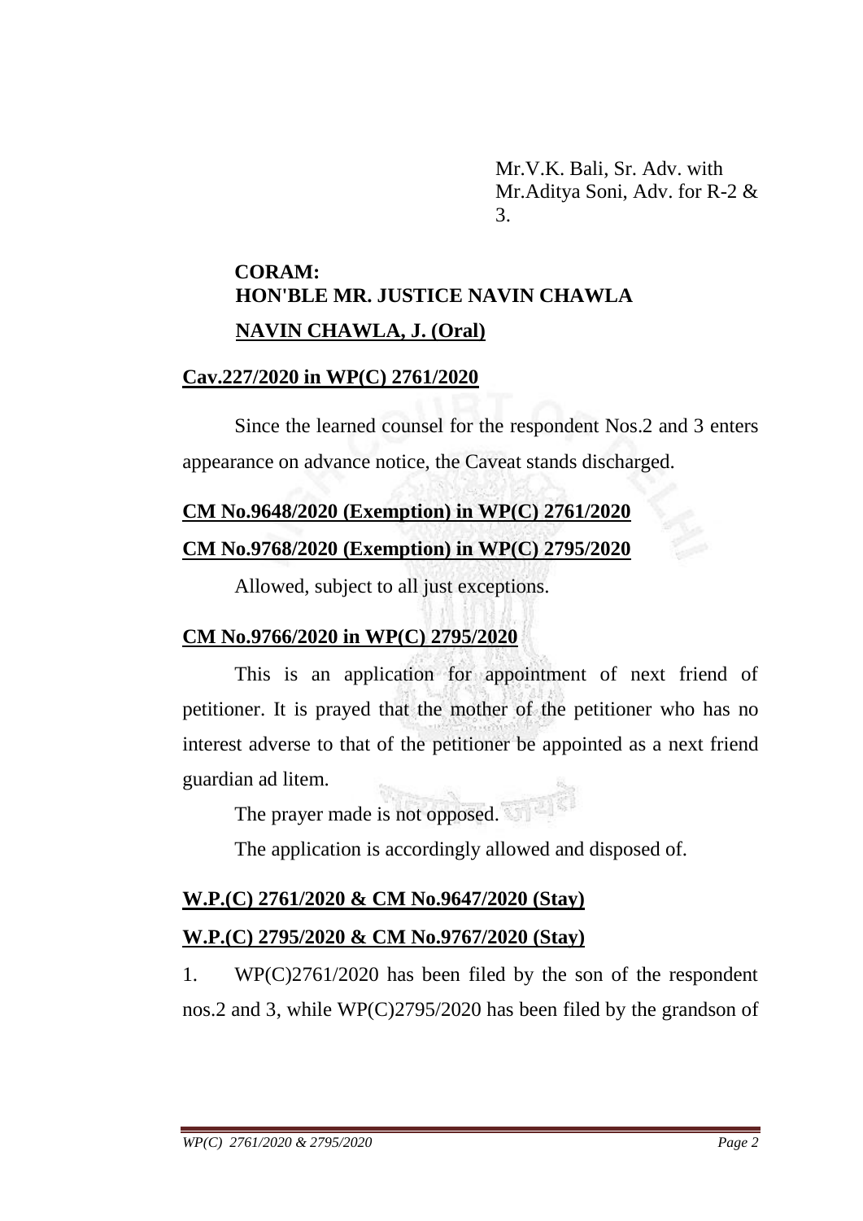Mr.V.K. Bali, Sr. Adv. with Mr.Aditya Soni, Adv. for R-2 & 3.

**CORAM:**
**HON'BLE MR. JUSTICE NAVIN CHAWLA**

**NAVIN CHAWLA, J. (Oral)**

**Cav.227/2020 in WP(C) 2761/2020**

Since the learned counsel for the respondent Nos.2 and 3 enters appearance on advance notice, the Caveat stands discharged.

**CM No.9648/2020 (Exemption) in WP(C) 2761/2020**

**CM No.9768/2020 (Exemption) in WP(C) 2795/2020**

Allowed, subject to all just exceptions.

**CM No.9766/2020 in WP(C) 2795/2020**

This is an application for appointment of next friend of petitioner. It is prayed that the mother of the petitioner who has no interest adverse to that of the petitioner be appointed as a next friend guardian ad litem.

The prayer made is not opposed.

The application is accordingly allowed and disposed of.

**W.P.(C) 2761/2020 & CM No.9647/2020 (Stay)**

**W.P.(C) 2795/2020 & CM No.9767/2020 (Stay)**

1. WP(C)2761/2020 has been filed by the son of the respondent nos.2 and 3, while WP(C)2795/2020 has been filed by the grandson of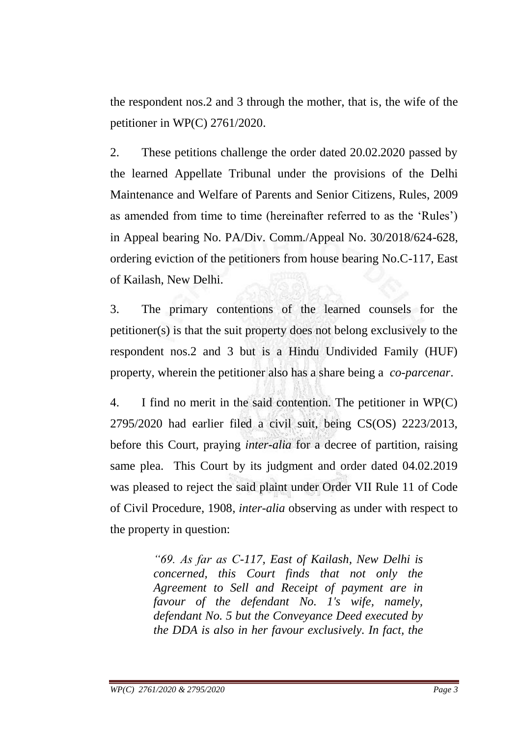the respondent nos.2 and 3 through the mother, that is, the wife of the petitioner in WP(C) 2761/2020.

2. These petitions challenge the order dated 20.02.2020 passed by the learned Appellate Tribunal under the provisions of the Delhi Maintenance and Welfare of Parents and Senior Citizens, Rules, 2009 as amended from time to time (hereinafter referred to as the 'Rules') in Appeal bearing No. PA/Div. Comm./Appeal No. 30/2018/624-628, ordering eviction of the petitioners from house bearing No.C-117, East of Kailash, New Delhi.

3. The primary contentions of the learned counsels for the petitioner(s) is that the suit property does not belong exclusively to the respondent nos.2 and 3 but is a Hindu Undivided Family (HUF) property, wherein the petitioner also has a share being a *co-parcenar*.

4. I find no merit in the said contention. The petitioner in WP(C) 2795/2020 had earlier filed a civil suit, being CS(OS) 2223/2013, before this Court, praying *inter-alia* for a decree of partition, raising same plea. This Court by its judgment and order dated 04.02.2019 was pleased to reject the said plaint under Order VII Rule 11 of Code of Civil Procedure, 1908, *inter-alia* observing as under with respect to the property in question:

> *"69. As far as C-117, East of Kailash, New Delhi is concerned, this Court finds that not only the Agreement to Sell and Receipt of payment are in favour of the defendant No. 1's wife, namely, defendant No. 5 but the Conveyance Deed executed by the DDA is also in her favour exclusively. In fact, the*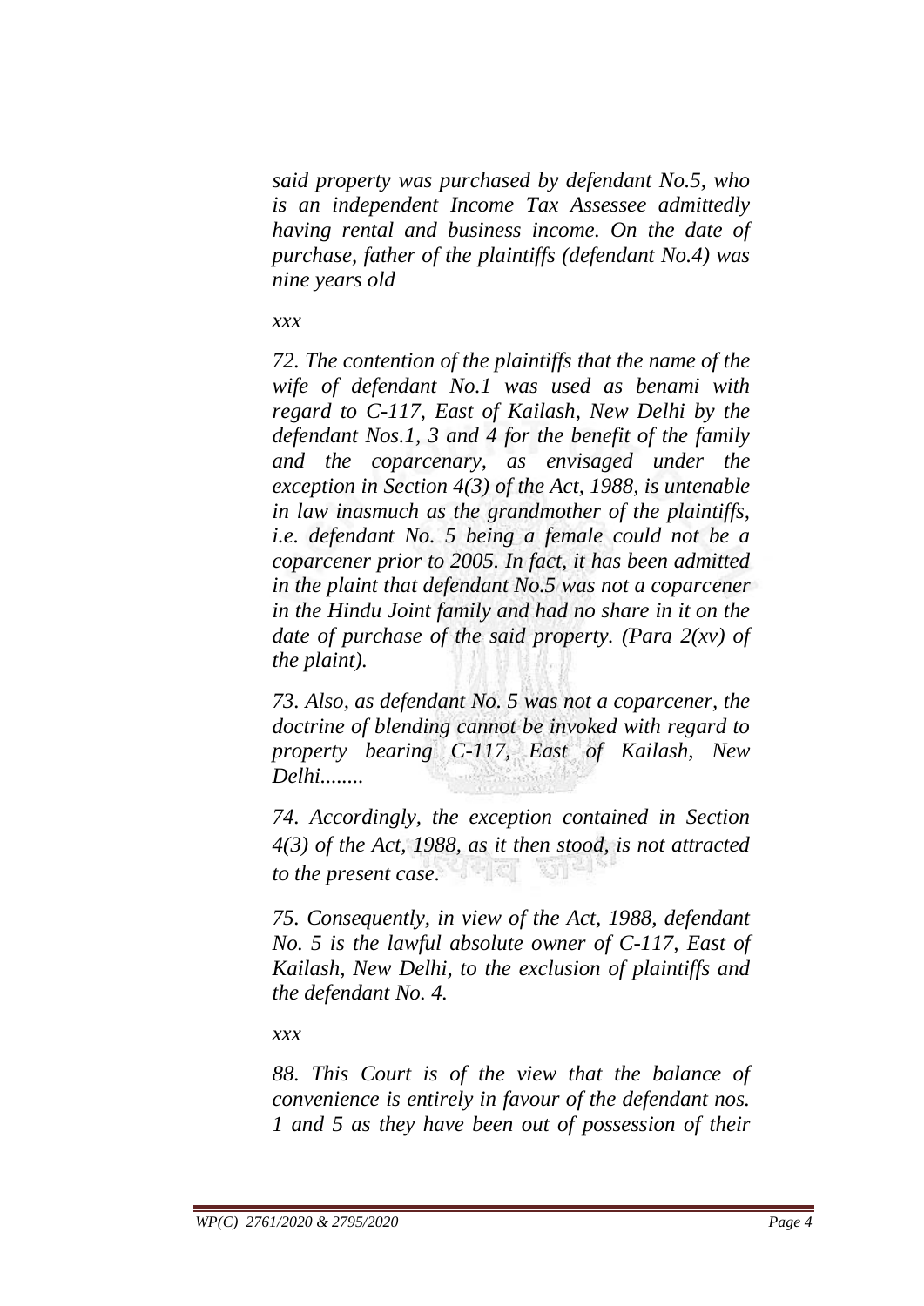*said property was purchased by defendant No.5, who is an independent Income Tax Assessee admittedly having rental and business income. On the date of purchase, father of the plaintiffs (defendant No.4) was nine years old*

*xxx*

*72. The contention of the plaintiffs that the name of the wife of defendant No.1 was used as benami with regard to C-117, East of Kailash, New Delhi by the defendant Nos.1, 3 and 4 for the benefit of the family and the coparcenary, as envisaged under the exception in Section 4(3) of the Act, 1988, is untenable in law inasmuch as the grandmother of the plaintiffs, i.e. defendant No. 5 being a female could not be a coparcener prior to 2005. In fact, it has been admitted in the plaint that defendant No.5 was not a coparcener in the Hindu Joint family and had no share in it on the date of purchase of the said property. (Para 2(xv) of the plaint).*

*73. Also, as defendant No. 5 was not a coparcener, the doctrine of blending cannot be invoked with regard to property bearing C-117, East of Kailash, New Delhi........*

*74. Accordingly, the exception contained in Section 4(3) of the Act, 1988, as it then stood, is not attracted to the present case.*

*75. Consequently, in view of the Act, 1988, defendant No. 5 is the lawful absolute owner of C-117, East of Kailash, New Delhi, to the exclusion of plaintiffs and the defendant No. 4.*

*xxx*

*88. This Court is of the view that the balance of convenience is entirely in favour of the defendant nos. 1 and 5 as they have been out of possession of their*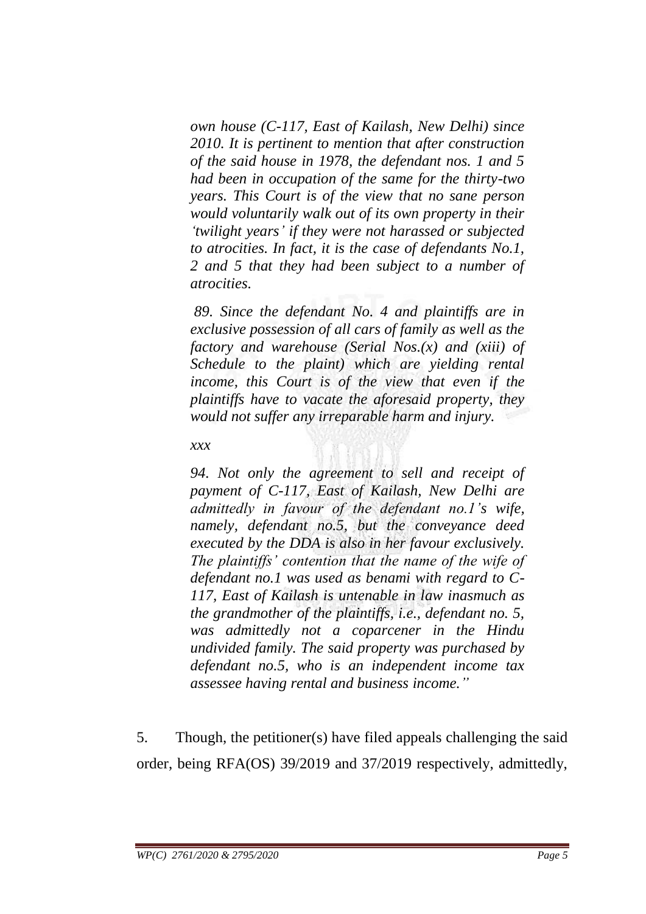*own house (C-117, East of Kailash, New Delhi) since 2010. It is pertinent to mention that after construction of the said house in 1978, the defendant nos. 1 and 5 had been in occupation of the same for the thirty-two years. This Court is of the view that no sane person would voluntarily walk out of its own property in their 'twilight years' if they were not harassed or subjected to atrocities. In fact, it is the case of defendants No.1, 2 and 5 that they had been subject to a number of atrocities.*

*89. Since the defendant No. 4 and plaintiffs are in exclusive possession of all cars of family as well as the factory and warehouse (Serial Nos.(x) and (xiii) of Schedule to the plaint) which are yielding rental income, this Court is of the view that even if the plaintiffs have to vacate the aforesaid property, they would not suffer any irreparable harm and injury.*

*xxx*

*94. Not only the agreement to sell and receipt of payment of C-117, East of Kailash, New Delhi are admittedly in favour of the defendant no.1's wife, namely, defendant no.5, but the conveyance deed executed by the DDA is also in her favour exclusively. The plaintiffs' contention that the name of the wife of defendant no.1 was used as benami with regard to C-117, East of Kailash is untenable in law inasmuch as the grandmother of the plaintiffs, i.e., defendant no. 5, was admittedly not a coparcener in the Hindu undivided family. The said property was purchased by defendant no.5, who is an independent income tax assessee having rental and business income."*

5. Though, the petitioner(s) have filed appeals challenging the said order, being RFA(OS) 39/2019 and 37/2019 respectively, admittedly,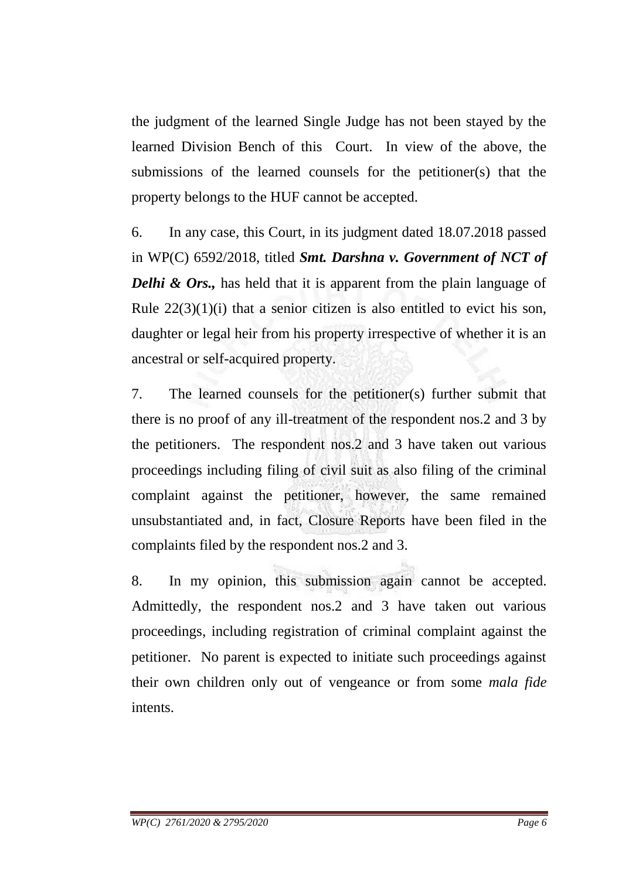the judgment of the learned Single Judge has not been stayed by the learned Division Bench of this Court. In view of the above, the submissions of the learned counsels for the petitioner(s) that the property belongs to the HUF cannot be accepted.

6. In any case, this Court, in its judgment dated 18.07.2018 passed in WP(C) 6592/2018, titled ***Smt. Darshna v. Government of NCT of Delhi & Ors.,*** has held that it is apparent from the plain language of Rule 22(3)(1)(i) that a senior citizen is also entitled to evict his son, daughter or legal heir from his property irrespective of whether it is an ancestral or self-acquired property.

7. The learned counsels for the petitioner(s) further submit that there is no proof of any ill-treatment of the respondent nos.2 and 3 by the petitioners. The respondent nos.2 and 3 have taken out various proceedings including filing of civil suit as also filing of the criminal complaint against the petitioner, however, the same remained unsubstantiated and, in fact, Closure Reports have been filed in the complaints filed by the respondent nos.2 and 3.

8. In my opinion, this submission again cannot be accepted. Admittedly, the respondent nos.2 and 3 have taken out various proceedings, including registration of criminal complaint against the petitioner. No parent is expected to initiate such proceedings against their own children only out of vengeance or from some *mala fide* intents.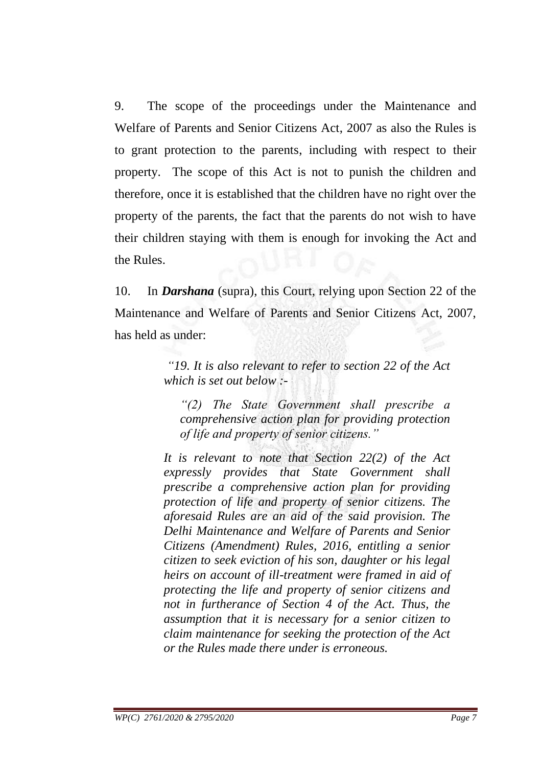9. The scope of the proceedings under the Maintenance and Welfare of Parents and Senior Citizens Act, 2007 as also the Rules is to grant protection to the parents, including with respect to their property. The scope of this Act is not to punish the children and therefore, once it is established that the children have no right over the property of the parents, the fact that the parents do not wish to have their children staying with them is enough for invoking the Act and the Rules.

10. In ***Darshana*** (supra), this Court, relying upon Section 22 of the Maintenance and Welfare of Parents and Senior Citizens Act, 2007, has held as under:

> *"19. It is also relevant to refer to section 22 of the Act which is set out below :-*
>
> > *"(2) The State Government shall prescribe a comprehensive action plan for providing protection of life and property of senior citizens."*
>
> *It is relevant to note that Section 22(2) of the Act expressly provides that State Government shall prescribe a comprehensive action plan for providing protection of life and property of senior citizens. The aforesaid Rules are an aid of the said provision. The Delhi Maintenance and Welfare of Parents and Senior Citizens (Amendment) Rules, 2016, entitling a senior citizen to seek eviction of his son, daughter or his legal heirs on account of ill-treatment were framed in aid of protecting the life and property of senior citizens and not in furtherance of Section 4 of the Act. Thus, the assumption that it is necessary for a senior citizen to claim maintenance for seeking the protection of the Act or the Rules made there under is erroneous.*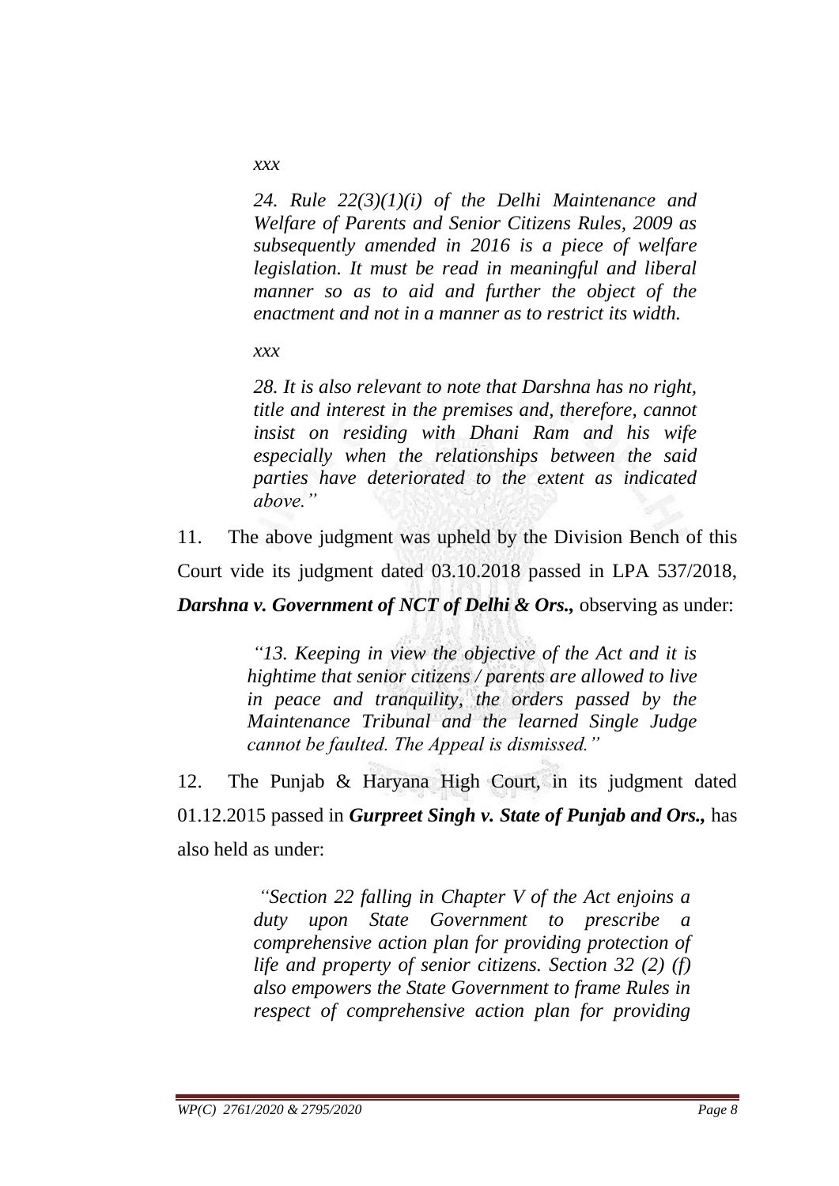> *xxx*
>
> *24. Rule 22(3)(1)(i) of the Delhi Maintenance and Welfare of Parents and Senior Citizens Rules, 2009 as subsequently amended in 2016 is a piece of welfare legislation. It must be read in meaningful and liberal manner so as to aid and further the object of the enactment and not in a manner as to restrict its width.*
>
> *xxx*
>
> *28. It is also relevant to note that Darshna has no right, title and interest in the premises and, therefore, cannot insist on residing with Dhani Ram and his wife especially when the relationships between the said parties have deteriorated to the extent as indicated above."*

11. The above judgment was upheld by the Division Bench of this Court vide its judgment dated 03.10.2018 passed in LPA 537/2018, ***Darshna v. Government of NCT of Delhi & Ors.,*** observing as under:

> *"13. Keeping in view the objective of the Act and it is hightime that senior citizens / parents are allowed to live in peace and tranquility, the orders passed by the Maintenance Tribunal and the learned Single Judge cannot be faulted. The Appeal is dismissed."*

12. The Punjab & Haryana High Court, in its judgment dated 01.12.2015 passed in ***Gurpreet Singh v. State of Punjab and Ors.,*** has also held as under:

> *"Section 22 falling in Chapter V of the Act enjoins a duty upon State Government to prescribe a comprehensive action plan for providing protection of life and property of senior citizens. Section 32 (2) (f) also empowers the State Government to frame Rules in respect of comprehensive action plan for providing*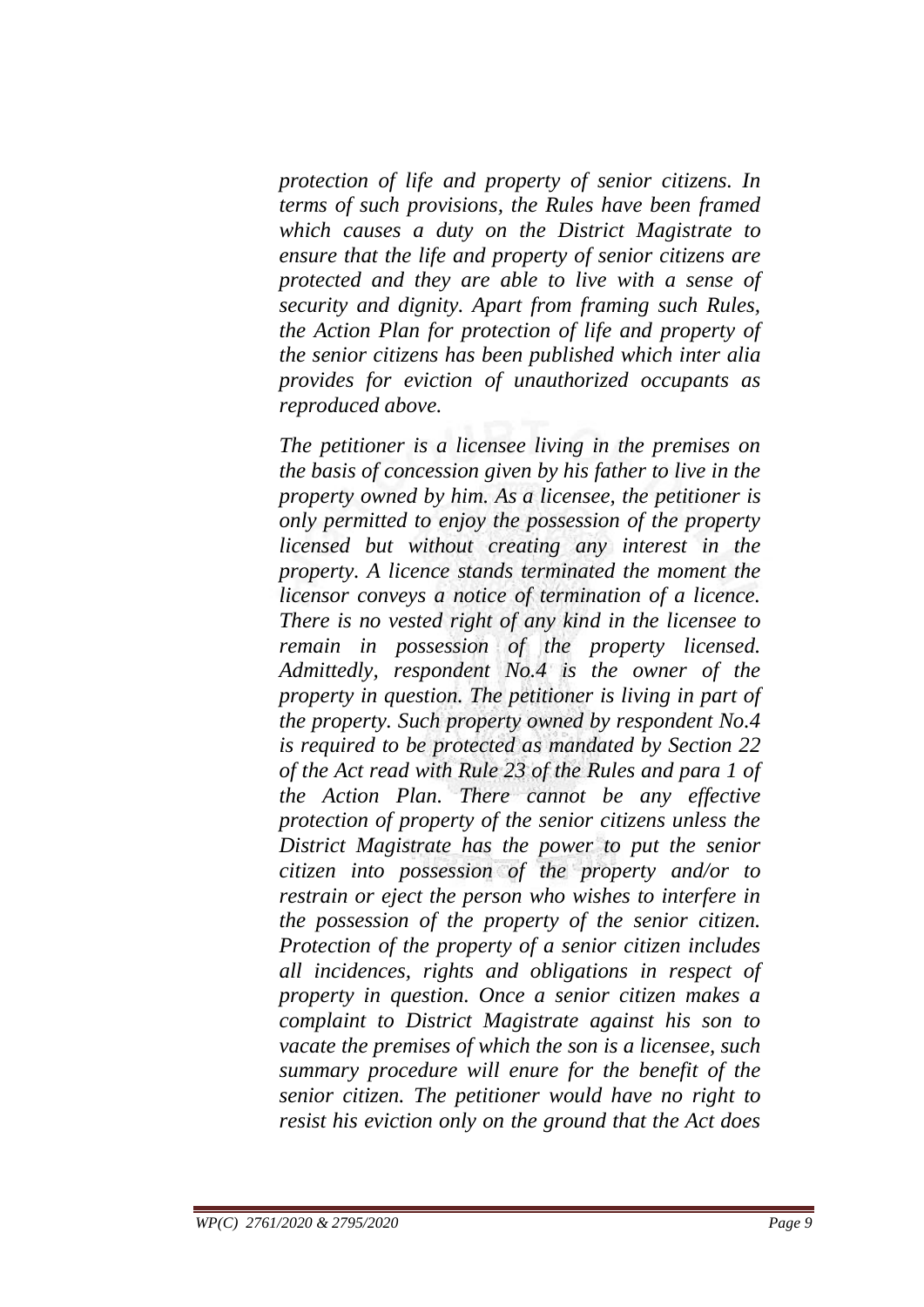*protection of life and property of senior citizens. In terms of such provisions, the Rules have been framed which causes a duty on the District Magistrate to ensure that the life and property of senior citizens are protected and they are able to live with a sense of security and dignity. Apart from framing such Rules, the Action Plan for protection of life and property of the senior citizens has been published which inter alia provides for eviction of unauthorized occupants as reproduced above.*

*The petitioner is a licensee living in the premises on the basis of concession given by his father to live in the property owned by him. As a licensee, the petitioner is only permitted to enjoy the possession of the property licensed but without creating any interest in the property. A licence stands terminated the moment the licensor conveys a notice of termination of a licence. There is no vested right of any kind in the licensee to remain in possession of the property licensed. Admittedly, respondent No.4 is the owner of the property in question. The petitioner is living in part of the property. Such property owned by respondent No.4 is required to be protected as mandated by Section 22 of the Act read with Rule 23 of the Rules and para 1 of the Action Plan. There cannot be any effective protection of property of the senior citizens unless the District Magistrate has the power to put the senior citizen into possession of the property and/or to restrain or eject the person who wishes to interfere in the possession of the property of the senior citizen. Protection of the property of a senior citizen includes all incidences, rights and obligations in respect of property in question. Once a senior citizen makes a complaint to District Magistrate against his son to vacate the premises of which the son is a licensee, such summary procedure will enure for the benefit of the senior citizen. The petitioner would have no right to resist his eviction only on the ground that the Act does*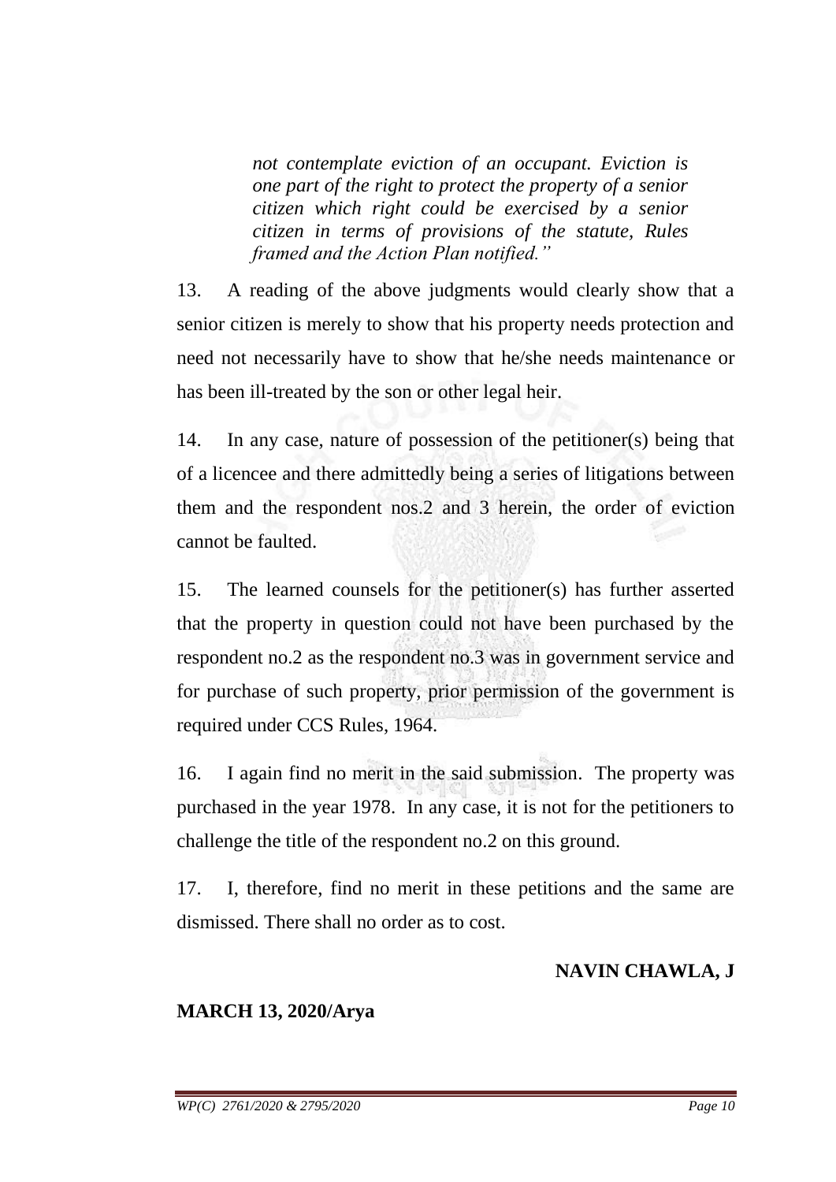*not contemplate eviction of an occupant. Eviction is one part of the right to protect the property of a senior citizen which right could be exercised by a senior citizen in terms of provisions of the statute, Rules framed and the Action Plan notified."*

13. A reading of the above judgments would clearly show that a senior citizen is merely to show that his property needs protection and need not necessarily have to show that he/she needs maintenance or has been ill-treated by the son or other legal heir.

14. In any case, nature of possession of the petitioner(s) being that of a licencee and there admittedly being a series of litigations between them and the respondent nos.2 and 3 herein, the order of eviction cannot be faulted.

15. The learned counsels for the petitioner(s) has further asserted that the property in question could not have been purchased by the respondent no.2 as the respondent no.3 was in government service and for purchase of such property, prior permission of the government is required under CCS Rules, 1964.

16. I again find no merit in the said submission. The property was purchased in the year 1978. In any case, it is not for the petitioners to challenge the title of the respondent no.2 on this ground.

17. I, therefore, find no merit in these petitions and the same are dismissed. There shall no order as to cost.

**NAVIN CHAWLA, J**

**MARCH 13, 2020/Arya**